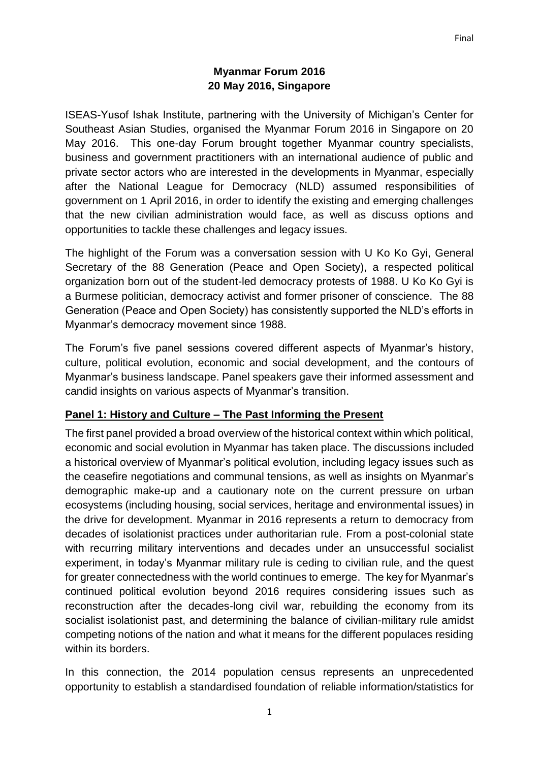**Myanmar Forum 2016**
**20 May 2016, Singapore**

ISEAS-Yusof Ishak Institute, partnering with the University of Michigan's Center for Southeast Asian Studies, organised the Myanmar Forum 2016 in Singapore on 20 May 2016. This one-day Forum brought together Myanmar country specialists, business and government practitioners with an international audience of public and private sector actors who are interested in the developments in Myanmar, especially after the National League for Democracy (NLD) assumed responsibilities of government on 1 April 2016, in order to identify the existing and emerging challenges that the new civilian administration would face, as well as discuss options and opportunities to tackle these challenges and legacy issues.

The highlight of the Forum was a conversation session with U Ko Ko Gyi, General Secretary of the 88 Generation (Peace and Open Society), a respected political organization born out of the student-led democracy protests of 1988. U Ko Ko Gyi is a Burmese politician, democracy activist and former prisoner of conscience. The 88 Generation (Peace and Open Society) has consistently supported the NLD's efforts in Myanmar's democracy movement since 1988.

The Forum's five panel sessions covered different aspects of Myanmar's history, culture, political evolution, economic and social development, and the contours of Myanmar's business landscape. Panel speakers gave their informed assessment and candid insights on various aspects of Myanmar's transition.

## Panel 1: History and Culture – The Past Informing the Present

The first panel provided a broad overview of the historical context within which political, economic and social evolution in Myanmar has taken place. The discussions included a historical overview of Myanmar's political evolution, including legacy issues such as the ceasefire negotiations and communal tensions, as well as insights on Myanmar's demographic make-up and a cautionary note on the current pressure on urban ecosystems (including housing, social services, heritage and environmental issues) in the drive for development. Myanmar in 2016 represents a return to democracy from decades of isolationist practices under authoritarian rule. From a post-colonial state with recurring military interventions and decades under an unsuccessful socialist experiment, in today's Myanmar military rule is ceding to civilian rule, and the quest for greater connectedness with the world continues to emerge. The key for Myanmar's continued political evolution beyond 2016 requires considering issues such as reconstruction after the decades-long civil war, rebuilding the economy from its socialist isolationist past, and determining the balance of civilian-military rule amidst competing notions of the nation and what it means for the different populaces residing within its borders.

In this connection, the 2014 population census represents an unprecedented opportunity to establish a standardised foundation of reliable information/statistics for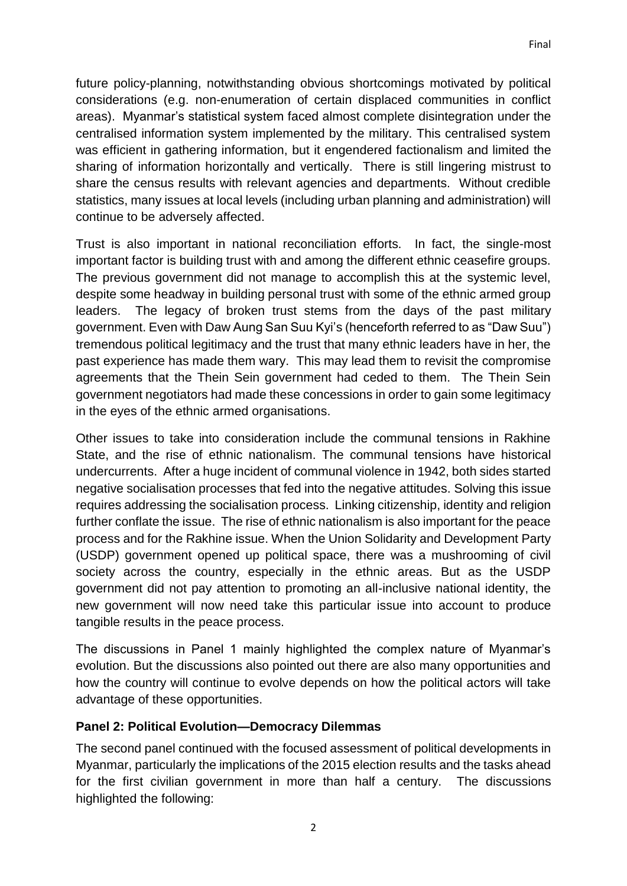future policy-planning, notwithstanding obvious shortcomings motivated by political considerations (e.g. non-enumeration of certain displaced communities in conflict areas). Myanmar's statistical system faced almost complete disintegration under the centralised information system implemented by the military. This centralised system was efficient in gathering information, but it engendered factionalism and limited the sharing of information horizontally and vertically. There is still lingering mistrust to share the census results with relevant agencies and departments. Without credible statistics, many issues at local levels (including urban planning and administration) will continue to be adversely affected.

Trust is also important in national reconciliation efforts. In fact, the single-most important factor is building trust with and among the different ethnic ceasefire groups. The previous government did not manage to accomplish this at the systemic level, despite some headway in building personal trust with some of the ethnic armed group leaders. The legacy of broken trust stems from the days of the past military government. Even with Daw Aung San Suu Kyi's (henceforth referred to as "Daw Suu") tremendous political legitimacy and the trust that many ethnic leaders have in her, the past experience has made them wary. This may lead them to revisit the compromise agreements that the Thein Sein government had ceded to them. The Thein Sein government negotiators had made these concessions in order to gain some legitimacy in the eyes of the ethnic armed organisations.

Other issues to take into consideration include the communal tensions in Rakhine State, and the rise of ethnic nationalism. The communal tensions have historical undercurrents. After a huge incident of communal violence in 1942, both sides started negative socialisation processes that fed into the negative attitudes. Solving this issue requires addressing the socialisation process. Linking citizenship, identity and religion further conflate the issue. The rise of ethnic nationalism is also important for the peace process and for the Rakhine issue. When the Union Solidarity and Development Party (USDP) government opened up political space, there was a mushrooming of civil society across the country, especially in the ethnic areas. But as the USDP government did not pay attention to promoting an all-inclusive national identity, the new government will now need take this particular issue into account to produce tangible results in the peace process.

The discussions in Panel 1 mainly highlighted the complex nature of Myanmar's evolution. But the discussions also pointed out there are also many opportunities and how the country will continue to evolve depends on how the political actors will take advantage of these opportunities.

**Panel 2: Political Evolution—Democracy Dilemmas**

The second panel continued with the focused assessment of political developments in Myanmar, particularly the implications of the 2015 election results and the tasks ahead for the first civilian government in more than half a century. The discussions highlighted the following: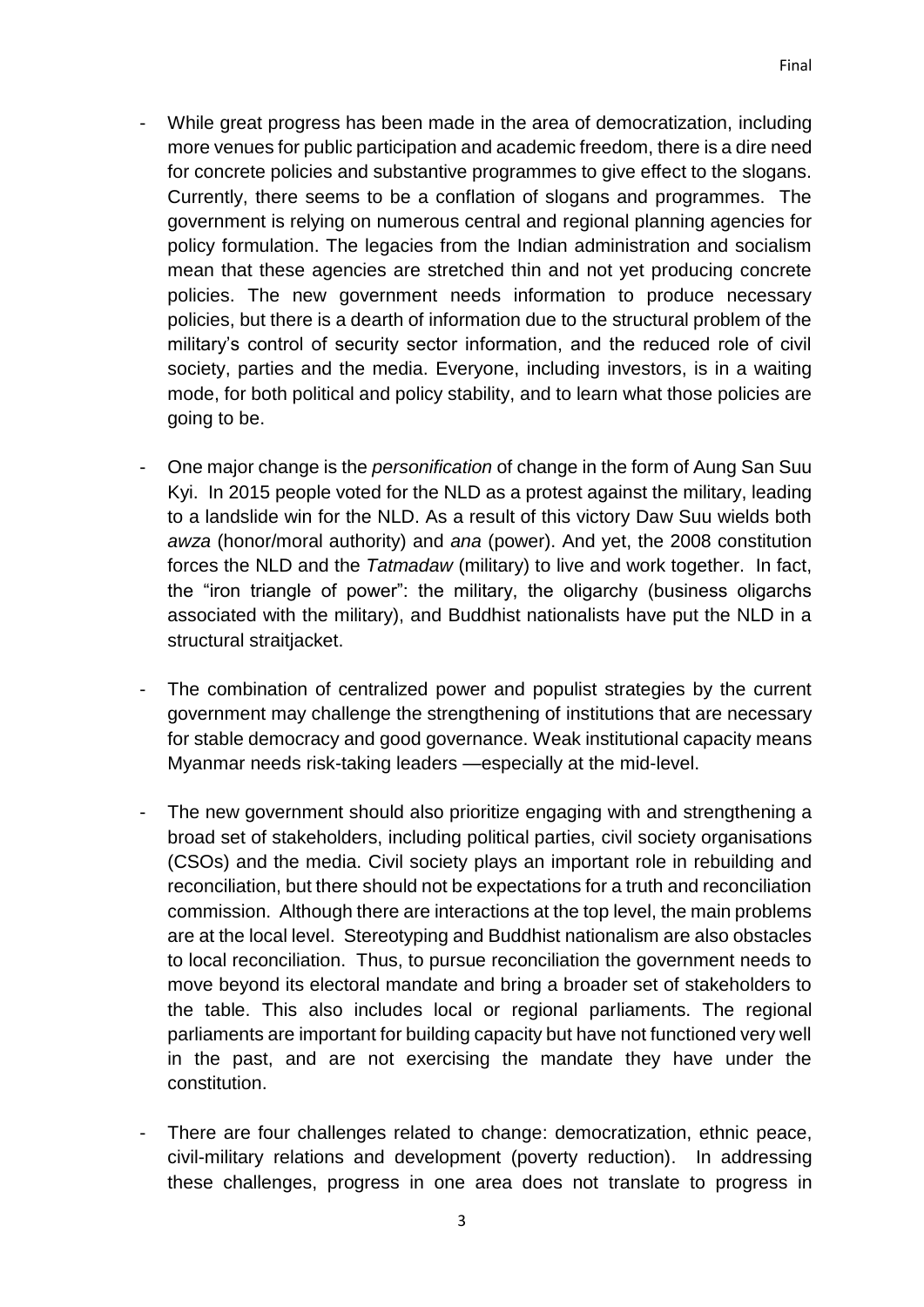- While great progress has been made in the area of democratization, including more venues for public participation and academic freedom, there is a dire need for concrete policies and substantive programmes to give effect to the slogans. Currently, there seems to be a conflation of slogans and programmes. The government is relying on numerous central and regional planning agencies for policy formulation. The legacies from the Indian administration and socialism mean that these agencies are stretched thin and not yet producing concrete policies. The new government needs information to produce necessary policies, but there is a dearth of information due to the structural problem of the military's control of security sector information, and the reduced role of civil society, parties and the media. Everyone, including investors, is in a waiting mode, for both political and policy stability, and to learn what those policies are going to be.

- One major change is the *personification* of change in the form of Aung San Suu Kyi. In 2015 people voted for the NLD as a protest against the military, leading to a landslide win for the NLD. As a result of this victory Daw Suu wields both *awza* (honor/moral authority) and *ana* (power). And yet, the 2008 constitution forces the NLD and the *Tatmadaw* (military) to live and work together. In fact, the "iron triangle of power": the military, the oligarchy (business oligarchs associated with the military), and Buddhist nationalists have put the NLD in a structural straitjacket.

- The combination of centralized power and populist strategies by the current government may challenge the strengthening of institutions that are necessary for stable democracy and good governance. Weak institutional capacity means Myanmar needs risk-taking leaders —especially at the mid-level.

- The new government should also prioritize engaging with and strengthening a broad set of stakeholders, including political parties, civil society organisations (CSOs) and the media. Civil society plays an important role in rebuilding and reconciliation, but there should not be expectations for a truth and reconciliation commission. Although there are interactions at the top level, the main problems are at the local level. Stereotyping and Buddhist nationalism are also obstacles to local reconciliation. Thus, to pursue reconciliation the government needs to move beyond its electoral mandate and bring a broader set of stakeholders to the table. This also includes local or regional parliaments. The regional parliaments are important for building capacity but have not functioned very well in the past, and are not exercising the mandate they have under the constitution.

- There are four challenges related to change: democratization, ethnic peace, civil-military relations and development (poverty reduction). In addressing these challenges, progress in one area does not translate to progress in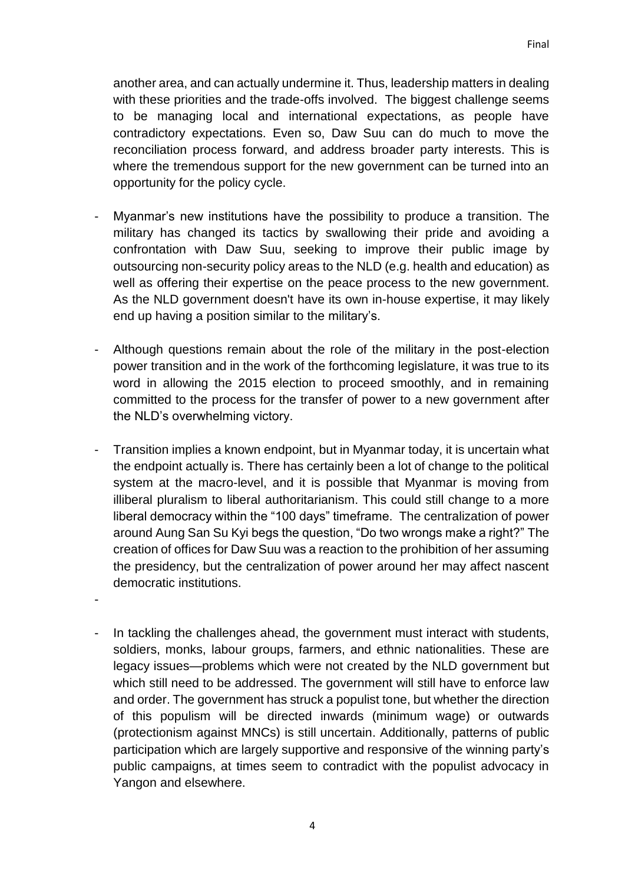another area, and can actually undermine it. Thus, leadership matters in dealing with these priorities and the trade-offs involved. The biggest challenge seems to be managing local and international expectations, as people have contradictory expectations. Even so, Daw Suu can do much to move the reconciliation process forward, and address broader party interests. This is where the tremendous support for the new government can be turned into an opportunity for the policy cycle.

- Myanmar's new institutions have the possibility to produce a transition. The military has changed its tactics by swallowing their pride and avoiding a confrontation with Daw Suu, seeking to improve their public image by outsourcing non-security policy areas to the NLD (e.g. health and education) as well as offering their expertise on the peace process to the new government. As the NLD government doesn't have its own in-house expertise, it may likely end up having a position similar to the military's.

- Although questions remain about the role of the military in the post-election power transition and in the work of the forthcoming legislature, it was true to its word in allowing the 2015 election to proceed smoothly, and in remaining committed to the process for the transfer of power to a new government after the NLD's overwhelming victory.

- Transition implies a known endpoint, but in Myanmar today, it is uncertain what the endpoint actually is. There has certainly been a lot of change to the political system at the macro-level, and it is possible that Myanmar is moving from illiberal pluralism to liberal authoritarianism. This could still change to a more liberal democracy within the "100 days" timeframe. The centralization of power around Aung San Su Kyi begs the question, "Do two wrongs make a right?" The creation of offices for Daw Suu was a reaction to the prohibition of her assuming the presidency, but the centralization of power around her may affect nascent democratic institutions.

- In tackling the challenges ahead, the government must interact with students, soldiers, monks, labour groups, farmers, and ethnic nationalities. These are legacy issues—problems which were not created by the NLD government but which still need to be addressed. The government will still have to enforce law and order. The government has struck a populist tone, but whether the direction of this populism will be directed inwards (minimum wage) or outwards (protectionism against MNCs) is still uncertain. Additionally, patterns of public participation which are largely supportive and responsive of the winning party's public campaigns, at times seem to contradict with the populist advocacy in Yangon and elsewhere.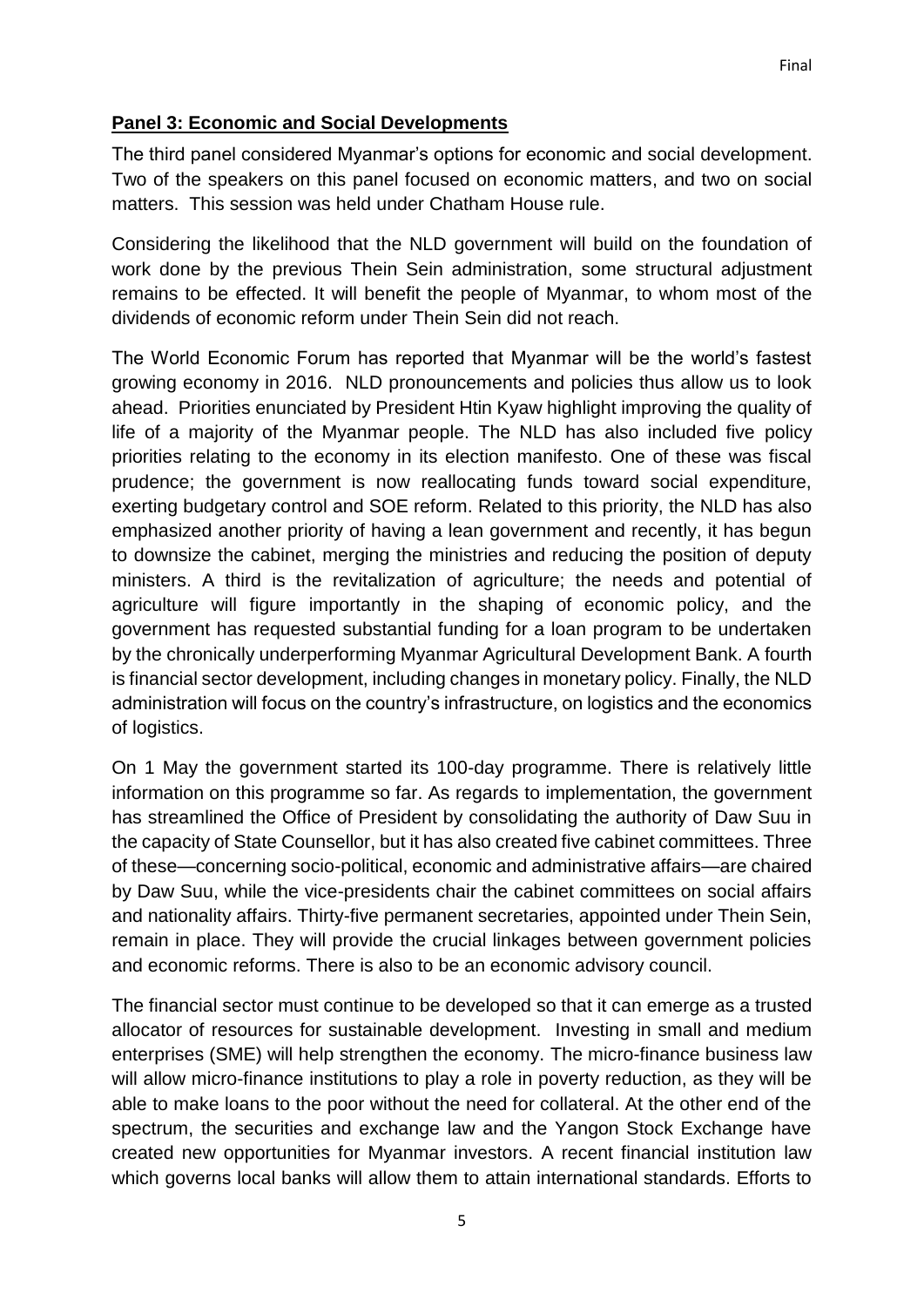**Panel 3: Economic and Social Developments**

The third panel considered Myanmar's options for economic and social development. Two of the speakers on this panel focused on economic matters, and two on social matters. This session was held under Chatham House rule.

Considering the likelihood that the NLD government will build on the foundation of work done by the previous Thein Sein administration, some structural adjustment remains to be effected. It will benefit the people of Myanmar, to whom most of the dividends of economic reform under Thein Sein did not reach.

The World Economic Forum has reported that Myanmar will be the world's fastest growing economy in 2016. NLD pronouncements and policies thus allow us to look ahead. Priorities enunciated by President Htin Kyaw highlight improving the quality of life of a majority of the Myanmar people. The NLD has also included five policy priorities relating to the economy in its election manifesto. One of these was fiscal prudence; the government is now reallocating funds toward social expenditure, exerting budgetary control and SOE reform. Related to this priority, the NLD has also emphasized another priority of having a lean government and recently, it has begun to downsize the cabinet, merging the ministries and reducing the position of deputy ministers. A third is the revitalization of agriculture; the needs and potential of agriculture will figure importantly in the shaping of economic policy, and the government has requested substantial funding for a loan program to be undertaken by the chronically underperforming Myanmar Agricultural Development Bank. A fourth is financial sector development, including changes in monetary policy. Finally, the NLD administration will focus on the country's infrastructure, on logistics and the economics of logistics.

On 1 May the government started its 100-day programme. There is relatively little information on this programme so far. As regards to implementation, the government has streamlined the Office of President by consolidating the authority of Daw Suu in the capacity of State Counsellor, but it has also created five cabinet committees. Three of these—concerning socio-political, economic and administrative affairs—are chaired by Daw Suu, while the vice-presidents chair the cabinet committees on social affairs and nationality affairs. Thirty-five permanent secretaries, appointed under Thein Sein, remain in place. They will provide the crucial linkages between government policies and economic reforms. There is also to be an economic advisory council.

The financial sector must continue to be developed so that it can emerge as a trusted allocator of resources for sustainable development. Investing in small and medium enterprises (SME) will help strengthen the economy. The micro-finance business law will allow micro-finance institutions to play a role in poverty reduction, as they will be able to make loans to the poor without the need for collateral. At the other end of the spectrum, the securities and exchange law and the Yangon Stock Exchange have created new opportunities for Myanmar investors. A recent financial institution law which governs local banks will allow them to attain international standards. Efforts to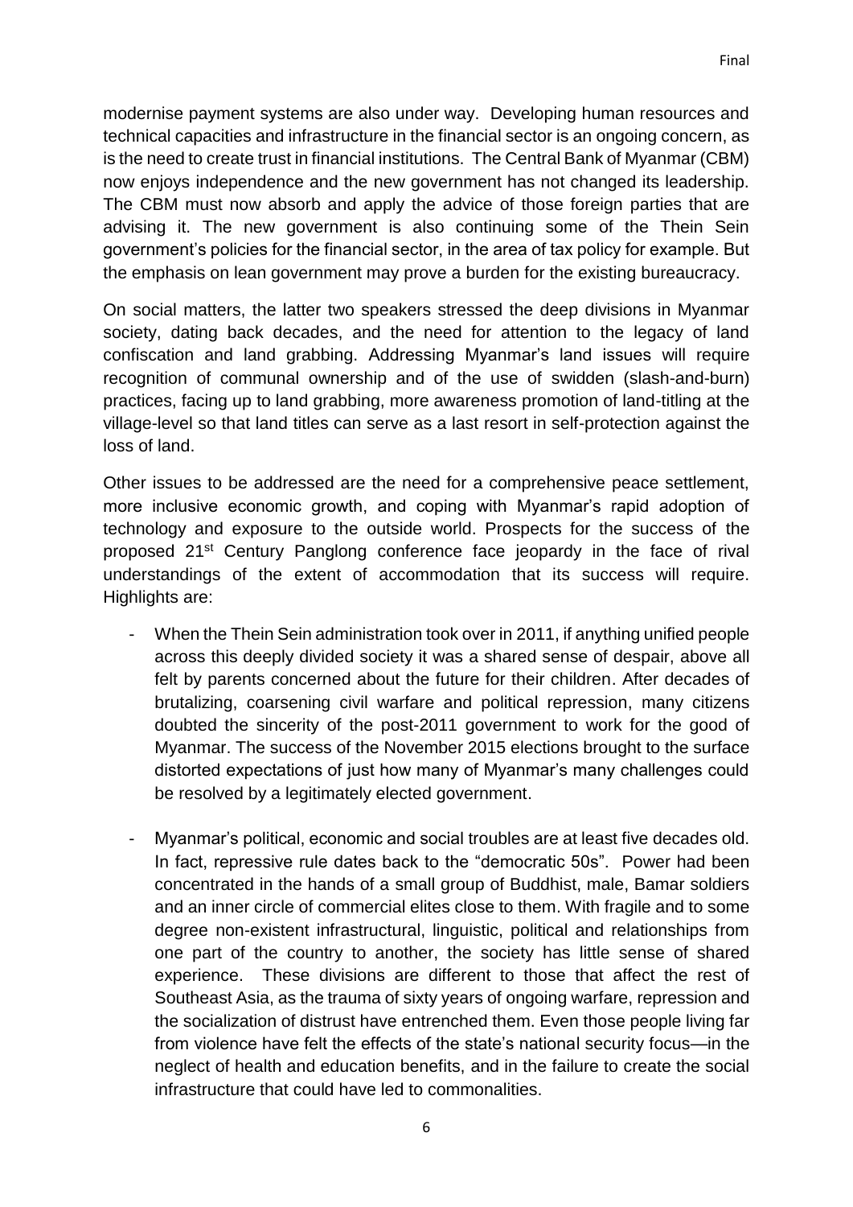modernise payment systems are also under way. Developing human resources and technical capacities and infrastructure in the financial sector is an ongoing concern, as is the need to create trust in financial institutions. The Central Bank of Myanmar (CBM) now enjoys independence and the new government has not changed its leadership. The CBM must now absorb and apply the advice of those foreign parties that are advising it. The new government is also continuing some of the Thein Sein government's policies for the financial sector, in the area of tax policy for example. But the emphasis on lean government may prove a burden for the existing bureaucracy.

On social matters, the latter two speakers stressed the deep divisions in Myanmar society, dating back decades, and the need for attention to the legacy of land confiscation and land grabbing. Addressing Myanmar's land issues will require recognition of communal ownership and of the use of swidden (slash-and-burn) practices, facing up to land grabbing, more awareness promotion of land-titling at the village-level so that land titles can serve as a last resort in self-protection against the loss of land.

Other issues to be addressed are the need for a comprehensive peace settlement, more inclusive economic growth, and coping with Myanmar's rapid adoption of technology and exposure to the outside world. Prospects for the success of the proposed 21st Century Panglong conference face jeopardy in the face of rival understandings of the extent of accommodation that its success will require. Highlights are:

- When the Thein Sein administration took over in 2011, if anything unified people across this deeply divided society it was a shared sense of despair, above all felt by parents concerned about the future for their children. After decades of brutalizing, coarsening civil warfare and political repression, many citizens doubted the sincerity of the post-2011 government to work for the good of Myanmar. The success of the November 2015 elections brought to the surface distorted expectations of just how many of Myanmar's many challenges could be resolved by a legitimately elected government.

- Myanmar's political, economic and social troubles are at least five decades old. In fact, repressive rule dates back to the "democratic 50s". Power had been concentrated in the hands of a small group of Buddhist, male, Bamar soldiers and an inner circle of commercial elites close to them. With fragile and to some degree non-existent infrastructural, linguistic, political and relationships from one part of the country to another, the society has little sense of shared experience. These divisions are different to those that affect the rest of Southeast Asia, as the trauma of sixty years of ongoing warfare, repression and the socialization of distrust have entrenched them. Even those people living far from violence have felt the effects of the state's national security focus—in the neglect of health and education benefits, and in the failure to create the social infrastructure that could have led to commonalities.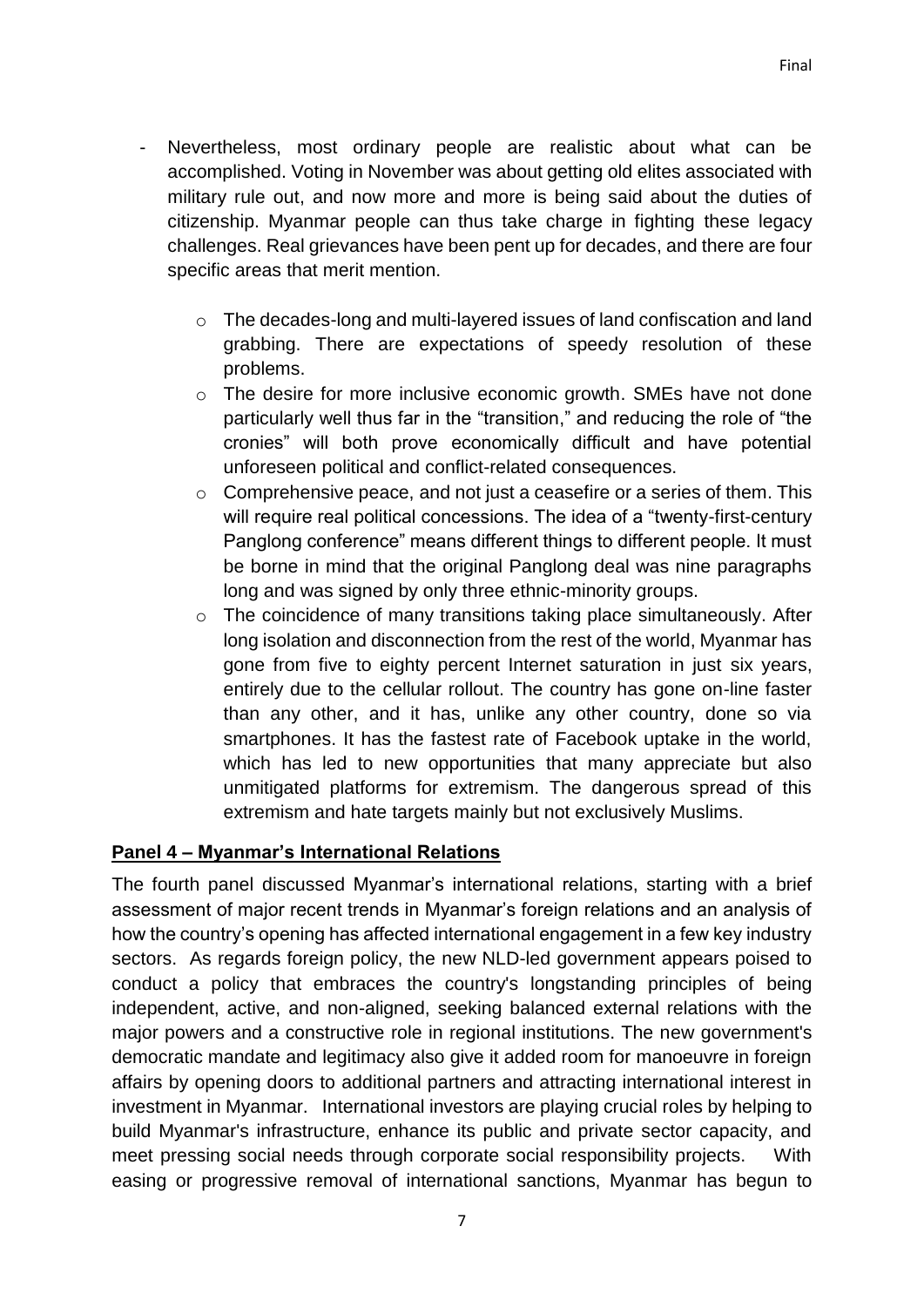- Nevertheless, most ordinary people are realistic about what can be accomplished. Voting in November was about getting old elites associated with military rule out, and now more and more is being said about the duties of citizenship. Myanmar people can thus take charge in fighting these legacy challenges. Real grievances have been pent up for decades, and there are four specific areas that merit mention.

    - The decades-long and multi-layered issues of land confiscation and land grabbing. There are expectations of speedy resolution of these problems.
    - The desire for more inclusive economic growth. SMEs have not done particularly well thus far in the "transition," and reducing the role of "the cronies" will both prove economically difficult and have potential unforeseen political and conflict-related consequences.
    - Comprehensive peace, and not just a ceasefire or a series of them. This will require real political concessions. The idea of a "twenty-first-century Panglong conference" means different things to different people. It must be borne in mind that the original Panglong deal was nine paragraphs long and was signed by only three ethnic-minority groups.
    - The coincidence of many transitions taking place simultaneously. After long isolation and disconnection from the rest of the world, Myanmar has gone from five to eighty percent Internet saturation in just six years, entirely due to the cellular rollout. The country has gone on-line faster than any other, and it has, unlike any other country, done so via smartphones. It has the fastest rate of Facebook uptake in the world, which has led to new opportunities that many appreciate but also unmitigated platforms for extremism. The dangerous spread of this extremism and hate targets mainly but not exclusively Muslims.

## Panel 4 – Myanmar's International Relations

The fourth panel discussed Myanmar's international relations, starting with a brief assessment of major recent trends in Myanmar's foreign relations and an analysis of how the country's opening has affected international engagement in a few key industry sectors. As regards foreign policy, the new NLD-led government appears poised to conduct a policy that embraces the country's longstanding principles of being independent, active, and non-aligned, seeking balanced external relations with the major powers and a constructive role in regional institutions. The new government's democratic mandate and legitimacy also give it added room for manoeuvre in foreign affairs by opening doors to additional partners and attracting international interest in investment in Myanmar. International investors are playing crucial roles by helping to build Myanmar's infrastructure, enhance its public and private sector capacity, and meet pressing social needs through corporate social responsibility projects. With easing or progressive removal of international sanctions, Myanmar has begun to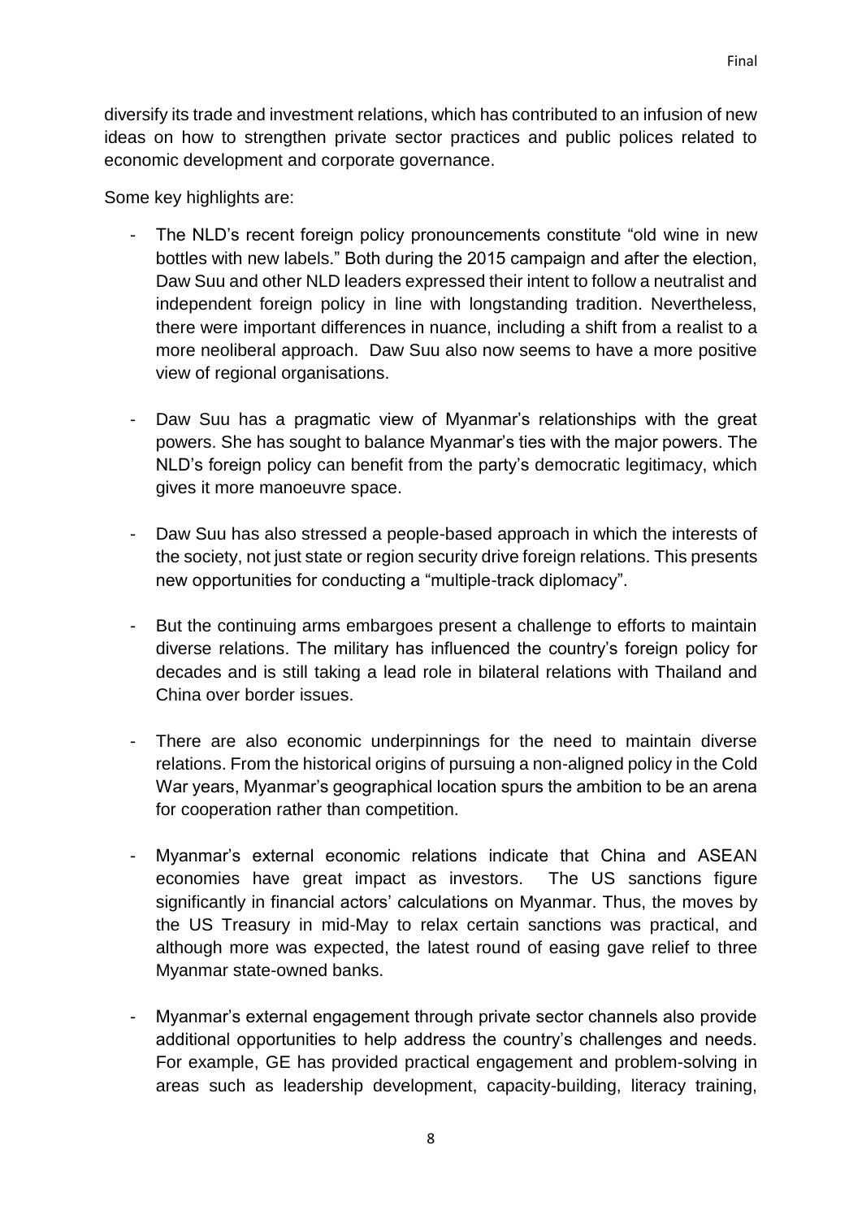diversify its trade and investment relations, which has contributed to an infusion of new ideas on how to strengthen private sector practices and public polices related to economic development and corporate governance.

Some key highlights are:

- The NLD's recent foreign policy pronouncements constitute "old wine in new bottles with new labels." Both during the 2015 campaign and after the election, Daw Suu and other NLD leaders expressed their intent to follow a neutralist and independent foreign policy in line with longstanding tradition. Nevertheless, there were important differences in nuance, including a shift from a realist to a more neoliberal approach. Daw Suu also now seems to have a more positive view of regional organisations.

- Daw Suu has a pragmatic view of Myanmar's relationships with the great powers. She has sought to balance Myanmar's ties with the major powers. The NLD's foreign policy can benefit from the party's democratic legitimacy, which gives it more manoeuvre space.

- Daw Suu has also stressed a people-based approach in which the interests of the society, not just state or region security drive foreign relations. This presents new opportunities for conducting a "multiple-track diplomacy".

- But the continuing arms embargoes present a challenge to efforts to maintain diverse relations. The military has influenced the country's foreign policy for decades and is still taking a lead role in bilateral relations with Thailand and China over border issues.

- There are also economic underpinnings for the need to maintain diverse relations. From the historical origins of pursuing a non-aligned policy in the Cold War years, Myanmar's geographical location spurs the ambition to be an arena for cooperation rather than competition.

- Myanmar's external economic relations indicate that China and ASEAN economies have great impact as investors. The US sanctions figure significantly in financial actors' calculations on Myanmar. Thus, the moves by the US Treasury in mid-May to relax certain sanctions was practical, and although more was expected, the latest round of easing gave relief to three Myanmar state-owned banks.

- Myanmar's external engagement through private sector channels also provide additional opportunities to help address the country's challenges and needs. For example, GE has provided practical engagement and problem-solving in areas such as leadership development, capacity-building, literacy training,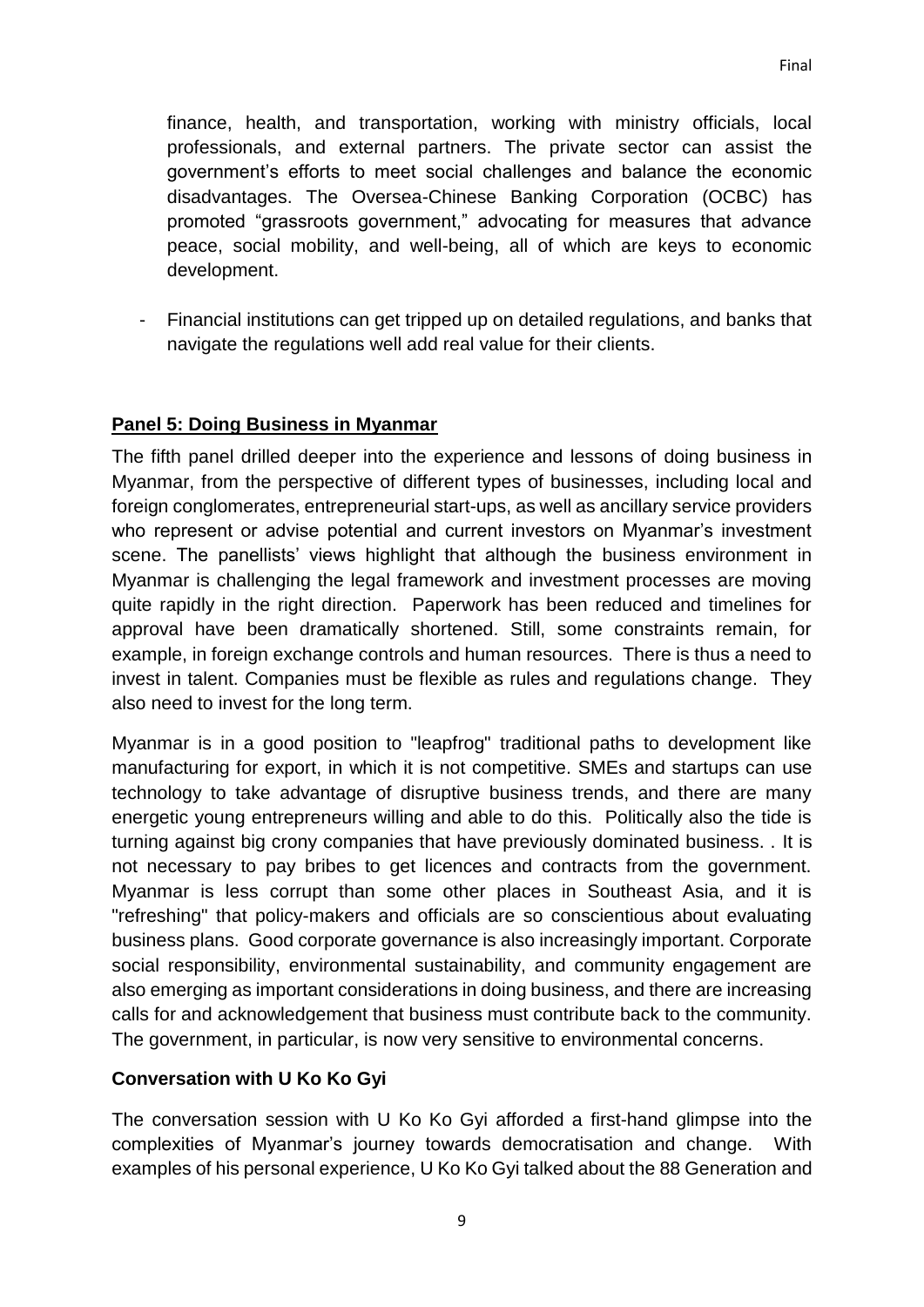finance, health, and transportation, working with ministry officials, local professionals, and external partners. The private sector can assist the government's efforts to meet social challenges and balance the economic disadvantages. The Oversea-Chinese Banking Corporation (OCBC) has promoted "grassroots government," advocating for measures that advance peace, social mobility, and well-being, all of which are keys to economic development.

- Financial institutions can get tripped up on detailed regulations, and banks that navigate the regulations well add real value for their clients.

**Panel 5: Doing Business in Myanmar**

The fifth panel drilled deeper into the experience and lessons of doing business in Myanmar, from the perspective of different types of businesses, including local and foreign conglomerates, entrepreneurial start-ups, as well as ancillary service providers who represent or advise potential and current investors on Myanmar's investment scene. The panellists' views highlight that although the business environment in Myanmar is challenging the legal framework and investment processes are moving quite rapidly in the right direction. Paperwork has been reduced and timelines for approval have been dramatically shortened. Still, some constraints remain, for example, in foreign exchange controls and human resources. There is thus a need to invest in talent. Companies must be flexible as rules and regulations change. They also need to invest for the long term.

Myanmar is in a good position to "leapfrog" traditional paths to development like manufacturing for export, in which it is not competitive. SMEs and startups can use technology to take advantage of disruptive business trends, and there are many energetic young entrepreneurs willing and able to do this. Politically also the tide is turning against big crony companies that have previously dominated business. . It is not necessary to pay bribes to get licences and contracts from the government. Myanmar is less corrupt than some other places in Southeast Asia, and it is "refreshing" that policy-makers and officials are so conscientious about evaluating business plans. Good corporate governance is also increasingly important. Corporate social responsibility, environmental sustainability, and community engagement are also emerging as important considerations in doing business, and there are increasing calls for and acknowledgement that business must contribute back to the community. The government, in particular, is now very sensitive to environmental concerns.

**Conversation with U Ko Ko Gyi**

The conversation session with U Ko Ko Gyi afforded a first-hand glimpse into the complexities of Myanmar's journey towards democratisation and change. With examples of his personal experience, U Ko Ko Gyi talked about the 88 Generation and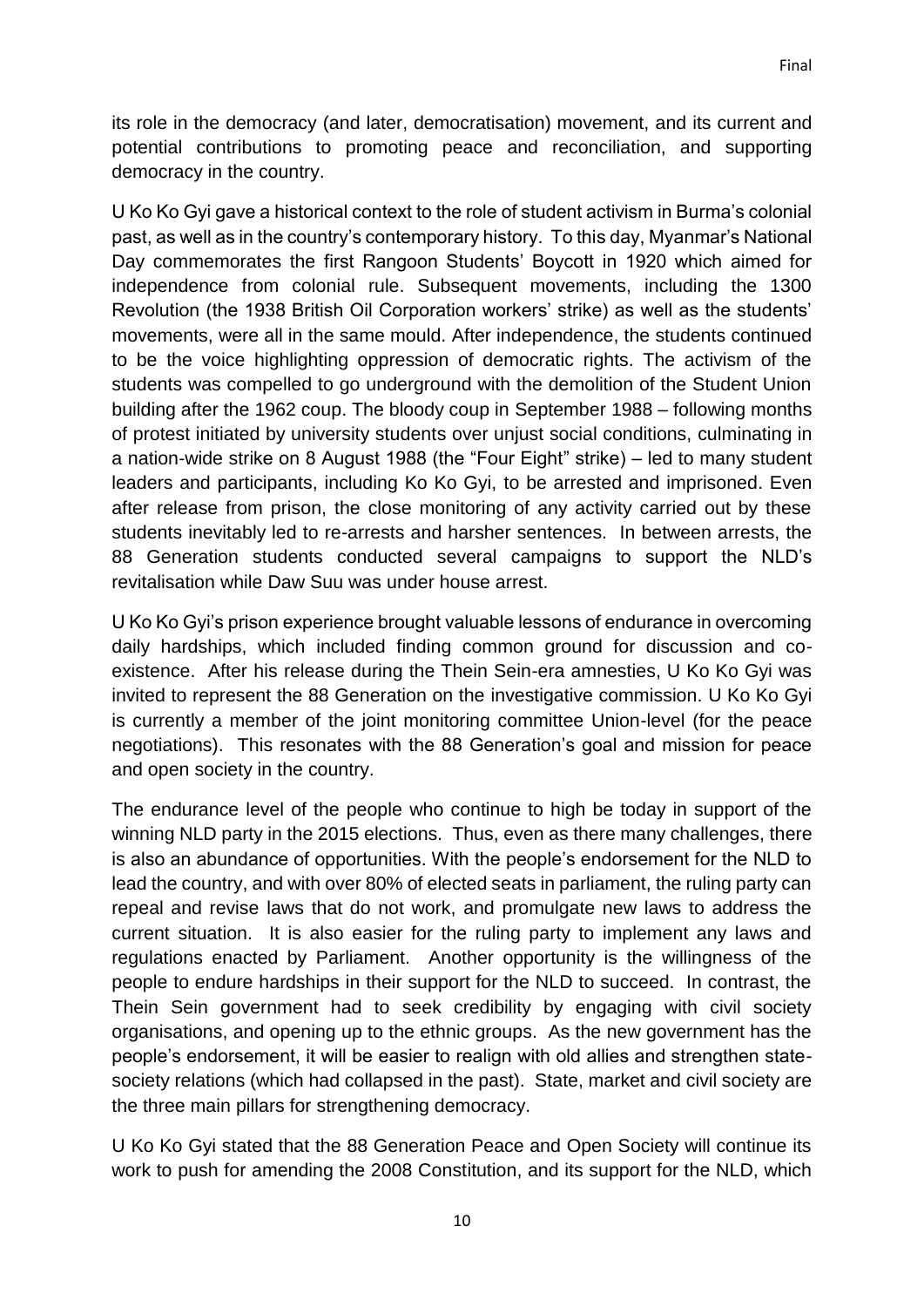its role in the democracy (and later, democratisation) movement, and its current and potential contributions to promoting peace and reconciliation, and supporting democracy in the country.

U Ko Ko Gyi gave a historical context to the role of student activism in Burma's colonial past, as well as in the country's contemporary history. To this day, Myanmar's National Day commemorates the first Rangoon Students' Boycott in 1920 which aimed for independence from colonial rule. Subsequent movements, including the 1300 Revolution (the 1938 British Oil Corporation workers' strike) as well as the students' movements, were all in the same mould. After independence, the students continued to be the voice highlighting oppression of democratic rights. The activism of the students was compelled to go underground with the demolition of the Student Union building after the 1962 coup. The bloody coup in September 1988 – following months of protest initiated by university students over unjust social conditions, culminating in a nation-wide strike on 8 August 1988 (the "Four Eight" strike) – led to many student leaders and participants, including Ko Ko Gyi, to be arrested and imprisoned. Even after release from prison, the close monitoring of any activity carried out by these students inevitably led to re-arrests and harsher sentences. In between arrests, the 88 Generation students conducted several campaigns to support the NLD's revitalisation while Daw Suu was under house arrest.

U Ko Ko Gyi's prison experience brought valuable lessons of endurance in overcoming daily hardships, which included finding common ground for discussion and co-existence. After his release during the Thein Sein-era amnesties, U Ko Ko Gyi was invited to represent the 88 Generation on the investigative commission. U Ko Ko Gyi is currently a member of the joint monitoring committee Union-level (for the peace negotiations). This resonates with the 88 Generation's goal and mission for peace and open society in the country.

The endurance level of the people who continue to high be today in support of the winning NLD party in the 2015 elections. Thus, even as there many challenges, there is also an abundance of opportunities. With the people's endorsement for the NLD to lead the country, and with over 80% of elected seats in parliament, the ruling party can repeal and revise laws that do not work, and promulgate new laws to address the current situation. It is also easier for the ruling party to implement any laws and regulations enacted by Parliament. Another opportunity is the willingness of the people to endure hardships in their support for the NLD to succeed. In contrast, the Thein Sein government had to seek credibility by engaging with civil society organisations, and opening up to the ethnic groups. As the new government has the people's endorsement, it will be easier to realign with old allies and strengthen state-society relations (which had collapsed in the past). State, market and civil society are the three main pillars for strengthening democracy.

U Ko Ko Gyi stated that the 88 Generation Peace and Open Society will continue its work to push for amending the 2008 Constitution, and its support for the NLD, which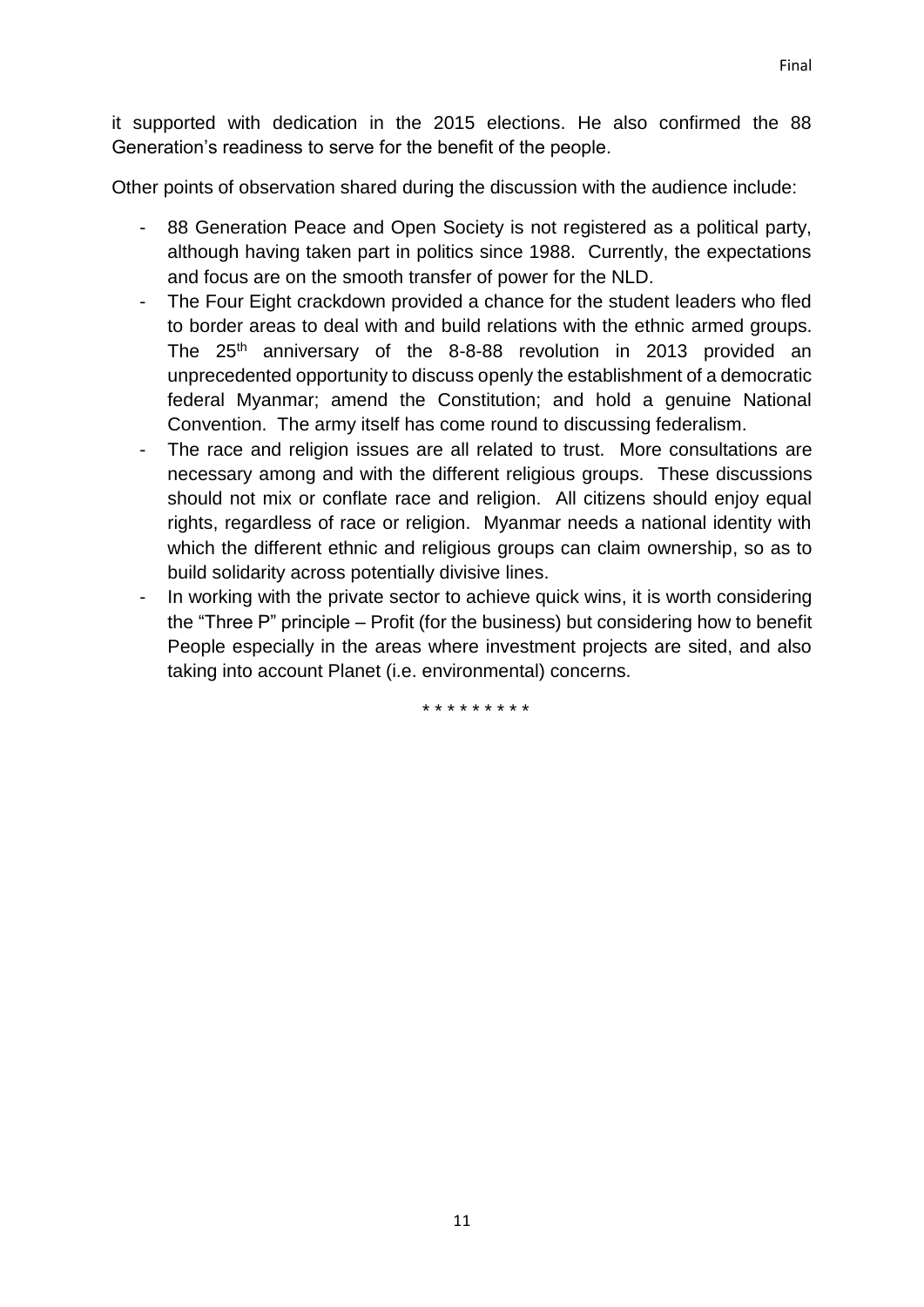it supported with dedication in the 2015 elections. He also confirmed the 88 Generation's readiness to serve for the benefit of the people.

Other points of observation shared during the discussion with the audience include:

- 88 Generation Peace and Open Society is not registered as a political party, although having taken part in politics since 1988. Currently, the expectations and focus are on the smooth transfer of power for the NLD.
- The Four Eight crackdown provided a chance for the student leaders who fled to border areas to deal with and build relations with the ethnic armed groups. The 25th anniversary of the 8-8-88 revolution in 2013 provided an unprecedented opportunity to discuss openly the establishment of a democratic federal Myanmar; amend the Constitution; and hold a genuine National Convention. The army itself has come round to discussing federalism.
- The race and religion issues are all related to trust. More consultations are necessary among and with the different religious groups. These discussions should not mix or conflate race and religion. All citizens should enjoy equal rights, regardless of race or religion. Myanmar needs a national identity with which the different ethnic and religious groups can claim ownership, so as to build solidarity across potentially divisive lines.
- In working with the private sector to achieve quick wins, it is worth considering the "Three P" principle – Profit (for the business) but considering how to benefit People especially in the areas where investment projects are sited, and also taking into account Planet (i.e. environmental) concerns.

* * * * * * * * *